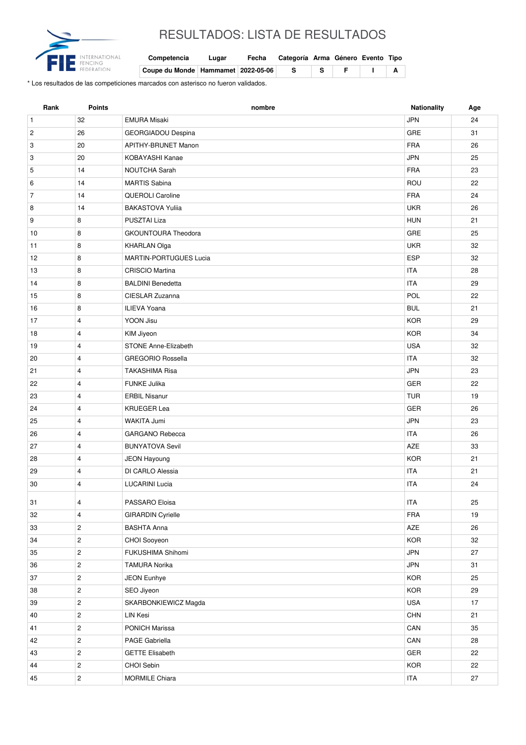# RESULTADOS: LISTA DE RESULTADOS

| Competencia | Lugar | Fecha | Categoría | Arma | Género | Evento | Tipo |
|---|---|---|---|---|---|---|---|
| Coupe du Monde | Hammamet | 2022-05-06 | S | S | F | I | A |

* Los resultados de las competiciones marcados con asterisco no fueron validados.

| Rank | Points | nombre | Nationality | Age |
|---|---|---|---|---|
| 1 | 32 | EMURA Misaki | JPN | 24 |
| 2 | 26 | GEORGIADOU Despina | GRE | 31 |
| 3 | 20 | APITHY-BRUNET Manon | FRA | 26 |
| 3 | 20 | KOBAYASHI Kanae | JPN | 25 |
| 5 | 14 | NOUTCHA Sarah | FRA | 23 |
| 6 | 14 | MARTIS Sabina | ROU | 22 |
| 7 | 14 | QUEROLI Caroline | FRA | 24 |
| 8 | 14 | BAKASTOVA Yuliia | UKR | 26 |
| 9 | 8 | PUSZTAI Liza | HUN | 21 |
| 10 | 8 | GKOUNTOURA Theodora | GRE | 25 |
| 11 | 8 | KHARLAN Olga | UKR | 32 |
| 12 | 8 | MARTIN-PORTUGUES Lucia | ESP | 32 |
| 13 | 8 | CRISCIO Martina | ITA | 28 |
| 14 | 8 | BALDINI Benedetta | ITA | 29 |
| 15 | 8 | CIESLAR Zuzanna | POL | 22 |
| 16 | 8 | ILIEVA Yoana | BUL | 21 |
| 17 | 4 | YOON Jisu | KOR | 29 |
| 18 | 4 | KIM Jiyeon | KOR | 34 |
| 19 | 4 | STONE Anne-Elizabeth | USA | 32 |
| 20 | 4 | GREGORIO Rossella | ITA | 32 |
| 21 | 4 | TAKASHIMA Risa | JPN | 23 |
| 22 | 4 | FUNKE Julika | GER | 22 |
| 23 | 4 | ERBIL Nisanur | TUR | 19 |
| 24 | 4 | KRUEGER Lea | GER | 26 |
| 25 | 4 | WAKITA Jumi | JPN | 23 |
| 26 | 4 | GARGANO Rebecca | ITA | 26 |
| 27 | 4 | BUNYATOVA Sevil | AZE | 33 |
| 28 | 4 | JEON Hayoung | KOR | 21 |
| 29 | 4 | DI CARLO Alessia | ITA | 21 |
| 30 | 4 | LUCARINI Lucia | ITA | 24 |
| 31 | 4 | PASSARO Eloisa | ITA | 25 |
| 32 | 4 | GIRARDIN Cyrielle | FRA | 19 |
| 33 | 2 | BASHTA Anna | AZE | 26 |
| 34 | 2 | CHOI Sooyeon | KOR | 32 |
| 35 | 2 | FUKUSHIMA Shihomi | JPN | 27 |
| 36 | 2 | TAMURA Norika | JPN | 31 |
| 37 | 2 | JEON Eunhye | KOR | 25 |
| 38 | 2 | SEO Jiyeon | KOR | 29 |
| 39 | 2 | SKARBONKIEWICZ Magda | USA | 17 |
| 40 | 2 | LIN Kesi | CHN | 21 |
| 41 | 2 | PONICH Marissa | CAN | 35 |
| 42 | 2 | PAGE Gabriella | CAN | 28 |
| 43 | 2 | GETTE Elisabeth | GER | 22 |
| 44 | 2 | CHOI Sebin | KOR | 22 |
| 45 | 2 | MORMILE Chiara | ITA | 27 |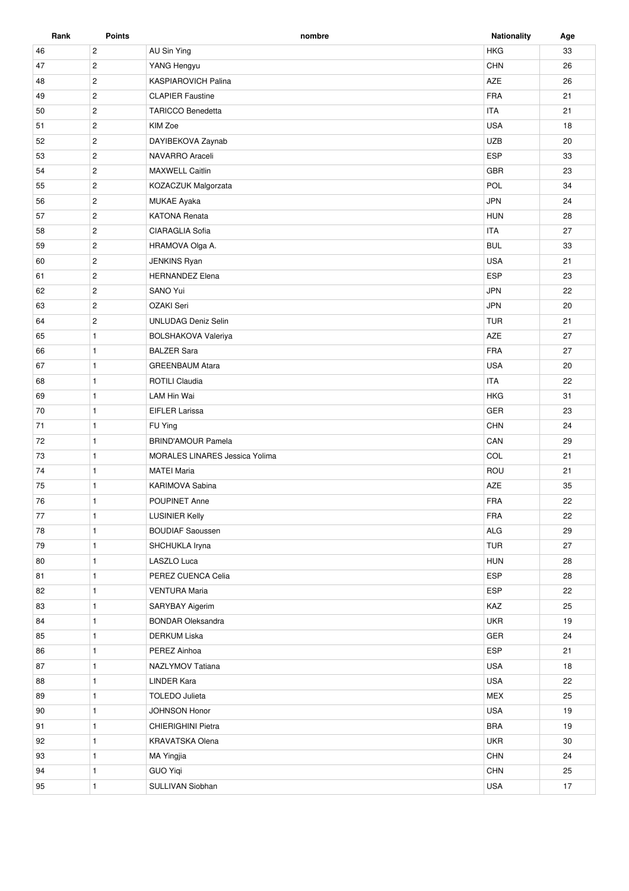| Rank | Points | nombre | Nationality | Age |
|---|---|---|---|---|
| 46 | 2 | AU Sin Ying | HKG | 33 |
| 47 | 2 | YANG Hengyu | CHN | 26 |
| 48 | 2 | KASPIAROVICH Palina | AZE | 26 |
| 49 | 2 | CLAPIER Faustine | FRA | 21 |
| 50 | 2 | TARICCO Benedetta | ITA | 21 |
| 51 | 2 | KIM Zoe | USA | 18 |
| 52 | 2 | DAYIBEKOVA Zaynab | UZB | 20 |
| 53 | 2 | NAVARRO Araceli | ESP | 33 |
| 54 | 2 | MAXWELL Caitlin | GBR | 23 |
| 55 | 2 | KOZACZUK Malgorzata | POL | 34 |
| 56 | 2 | MUKAE Ayaka | JPN | 24 |
| 57 | 2 | KATONA Renata | HUN | 28 |
| 58 | 2 | CIARAGLIA Sofia | ITA | 27 |
| 59 | 2 | HRAMOVA Olga A. | BUL | 33 |
| 60 | 2 | JENKINS Ryan | USA | 21 |
| 61 | 2 | HERNANDEZ Elena | ESP | 23 |
| 62 | 2 | SANO Yui | JPN | 22 |
| 63 | 2 | OZAKI Seri | JPN | 20 |
| 64 | 2 | UNLUDAG Deniz Selin | TUR | 21 |
| 65 | 1 | BOLSHAKOVA Valeriya | AZE | 27 |
| 66 | 1 | BALZER Sara | FRA | 27 |
| 67 | 1 | GREENBAUM Atara | USA | 20 |
| 68 | 1 | ROTILI Claudia | ITA | 22 |
| 69 | 1 | LAM Hin Wai | HKG | 31 |
| 70 | 1 | EIFLER Larissa | GER | 23 |
| 71 | 1 | FU Ying | CHN | 24 |
| 72 | 1 | BRIND'AMOUR Pamela | CAN | 29 |
| 73 | 1 | MORALES LINARES Jessica Yolima | COL | 21 |
| 74 | 1 | MATEI Maria | ROU | 21 |
| 75 | 1 | KARIMOVA Sabina | AZE | 35 |
| 76 | 1 | POUPINET Anne | FRA | 22 |
| 77 | 1 | LUSINIER Kelly | FRA | 22 |
| 78 | 1 | BOUDIAF Saoussen | ALG | 29 |
| 79 | 1 | SHCHUKLA Iryna | TUR | 27 |
| 80 | 1 | LASZLO Luca | HUN | 28 |
| 81 | 1 | PEREZ CUENCA Celia | ESP | 28 |
| 82 | 1 | VENTURA Maria | ESP | 22 |
| 83 | 1 | SARYBAY Aigerim | KAZ | 25 |
| 84 | 1 | BONDAR Oleksandra | UKR | 19 |
| 85 | 1 | DERKUM Liska | GER | 24 |
| 86 | 1 | PEREZ Ainhoa | ESP | 21 |
| 87 | 1 | NAZLYMOV Tatiana | USA | 18 |
| 88 | 1 | LINDER Kara | USA | 22 |
| 89 | 1 | TOLEDO Julieta | MEX | 25 |
| 90 | 1 | JOHNSON Honor | USA | 19 |
| 91 | 1 | CHIERIGHINI Pietra | BRA | 19 |
| 92 | 1 | KRAVATSKA Olena | UKR | 30 |
| 93 | 1 | MA Yingjia | CHN | 24 |
| 94 | 1 | GUO Yiqi | CHN | 25 |
| 95 | 1 | SULLIVAN Siobhan | USA | 17 |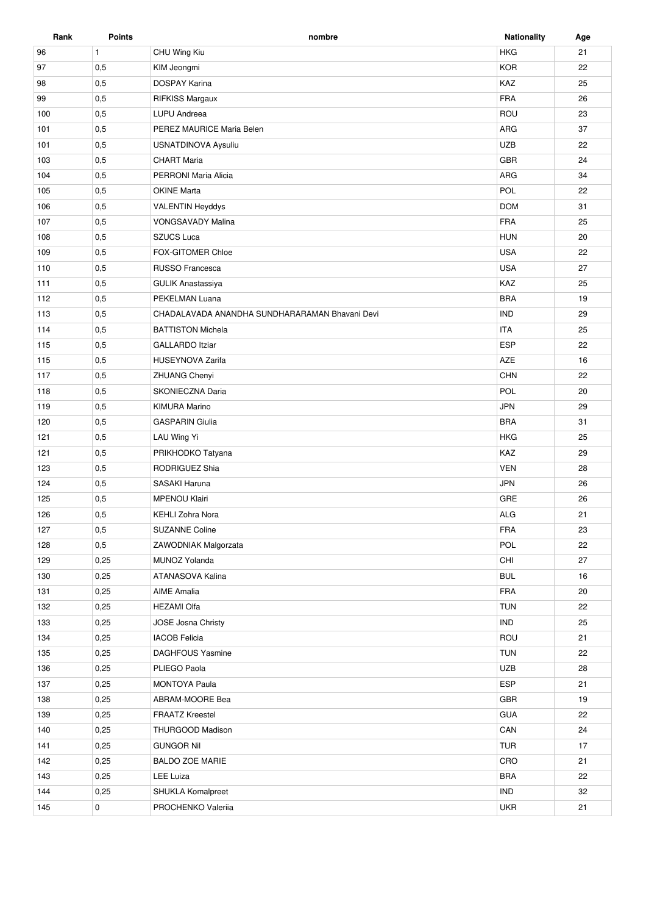| Rank | Points | nombre | Nationality | Age |
| --- | --- | --- | --- | --- |
| 96 | 1 | CHU Wing Kiu | HKG | 21 |
| 97 | 0,5 | KIM Jeongmi | KOR | 22 |
| 98 | 0,5 | DOSPAY Karina | KAZ | 25 |
| 99 | 0,5 | RIFKISS Margaux | FRA | 26 |
| 100 | 0,5 | LUPU Andreea | ROU | 23 |
| 101 | 0,5 | PEREZ MAURICE Maria Belen | ARG | 37 |
| 101 | 0,5 | USNATDINOVA Aysuliu | UZB | 22 |
| 103 | 0,5 | CHART Maria | GBR | 24 |
| 104 | 0,5 | PERRONI Maria Alicia | ARG | 34 |
| 105 | 0,5 | OKINE Marta | POL | 22 |
| 106 | 0,5 | VALENTIN Heyddys | DOM | 31 |
| 107 | 0,5 | VONGSAVADY Malina | FRA | 25 |
| 108 | 0,5 | SZUCS Luca | HUN | 20 |
| 109 | 0,5 | FOX-GITOMER Chloe | USA | 22 |
| 110 | 0,5 | RUSSO Francesca | USA | 27 |
| 111 | 0,5 | GULIK Anastassiya | KAZ | 25 |
| 112 | 0,5 | PEKELMAN Luana | BRA | 19 |
| 113 | 0,5 | CHADALAVADA ANANDHA SUNDHARARAMAN Bhavani Devi | IND | 29 |
| 114 | 0,5 | BATTISTON Michela | ITA | 25 |
| 115 | 0,5 | GALLARDO Itziar | ESP | 22 |
| 115 | 0,5 | HUSEYNOVA Zarifa | AZE | 16 |
| 117 | 0,5 | ZHUANG Chenyi | CHN | 22 |
| 118 | 0,5 | SKONIECZNA Daria | POL | 20 |
| 119 | 0,5 | KIMURA Marino | JPN | 29 |
| 120 | 0,5 | GASPARIN Giulia | BRA | 31 |
| 121 | 0,5 | LAU Wing Yi | HKG | 25 |
| 121 | 0,5 | PRIKHODKO Tatyana | KAZ | 29 |
| 123 | 0,5 | RODRIGUEZ Shia | VEN | 28 |
| 124 | 0,5 | SASAKI Haruna | JPN | 26 |
| 125 | 0,5 | MPENOU Klairi | GRE | 26 |
| 126 | 0,5 | KEHLI Zohra Nora | ALG | 21 |
| 127 | 0,5 | SUZANNE Coline | FRA | 23 |
| 128 | 0,5 | ZAWODNIAK Malgorzata | POL | 22 |
| 129 | 0,25 | MUNOZ Yolanda | CHI | 27 |
| 130 | 0,25 | ATANASOVA Kalina | BUL | 16 |
| 131 | 0,25 | AIME Amalia | FRA | 20 |
| 132 | 0,25 | HEZAMI Olfa | TUN | 22 |
| 133 | 0,25 | JOSE Josna Christy | IND | 25 |
| 134 | 0,25 | IACOB Felicia | ROU | 21 |
| 135 | 0,25 | DAGHFOUS Yasmine | TUN | 22 |
| 136 | 0,25 | PLIEGO Paola | UZB | 28 |
| 137 | 0,25 | MONTOYA Paula | ESP | 21 |
| 138 | 0,25 | ABRAM-MOORE Bea | GBR | 19 |
| 139 | 0,25 | FRAATZ Kreestel | GUA | 22 |
| 140 | 0,25 | THURGOOD Madison | CAN | 24 |
| 141 | 0,25 | GUNGOR Nil | TUR | 17 |
| 142 | 0,25 | BALDO ZOE MARIE | CRO | 21 |
| 143 | 0,25 | LEE Luiza | BRA | 22 |
| 144 | 0,25 | SHUKLA Komalpreet | IND | 32 |
| 145 | 0 | PROCHENKO Valeriia | UKR | 21 |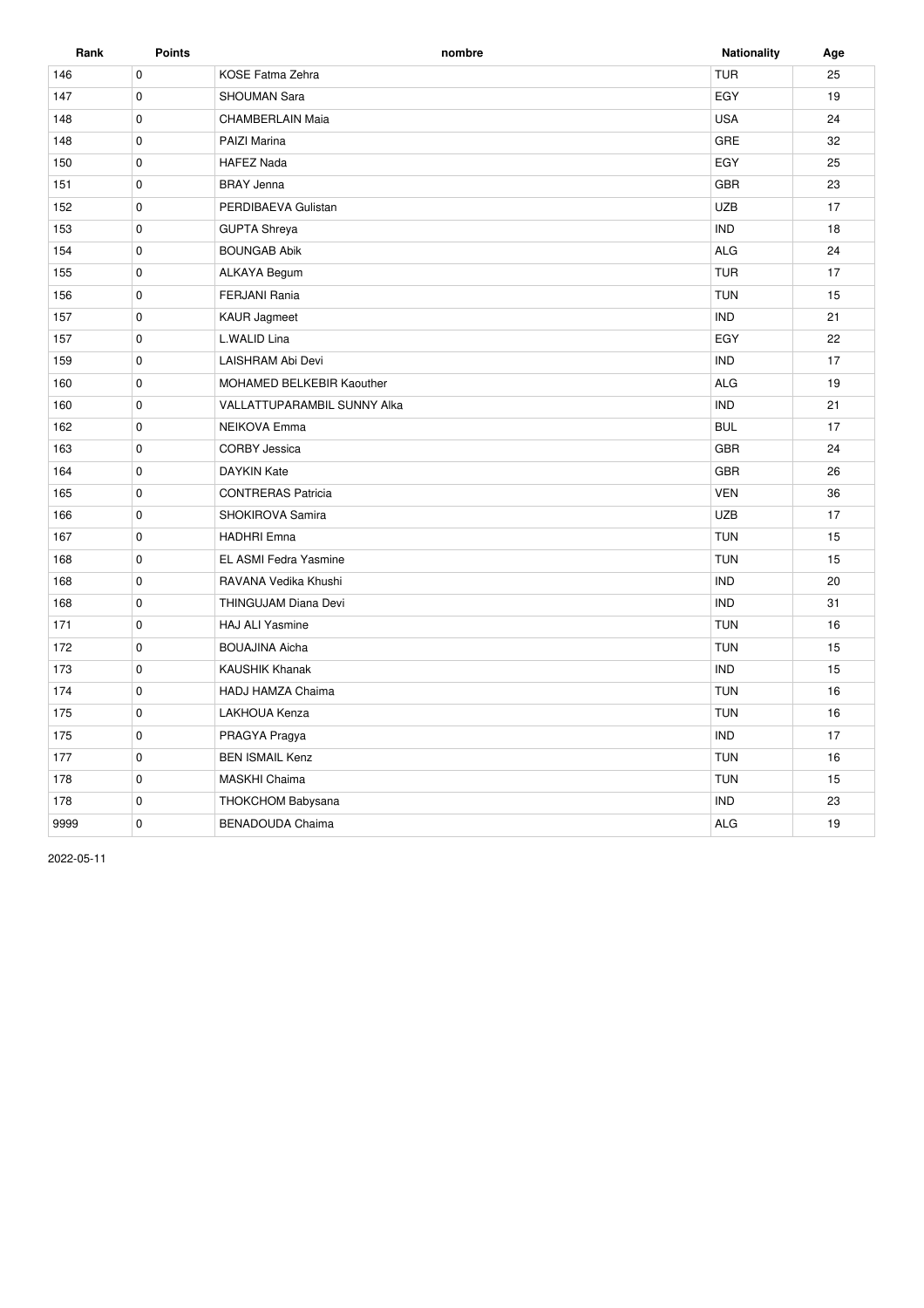| Rank | Points | nombre | Nationality | Age |
|---|---|---|---|---|
| 146 | 0 | KOSE Fatma Zehra | TUR | 25 |
| 147 | 0 | SHOUMAN Sara | EGY | 19 |
| 148 | 0 | CHAMBERLAIN Maia | USA | 24 |
| 148 | 0 | PAIZI Marina | GRE | 32 |
| 150 | 0 | HAFEZ Nada | EGY | 25 |
| 151 | 0 | BRAY Jenna | GBR | 23 |
| 152 | 0 | PERDIBAEVA Gulistan | UZB | 17 |
| 153 | 0 | GUPTA Shreya | IND | 18 |
| 154 | 0 | BOUNGAB Abik | ALG | 24 |
| 155 | 0 | ALKAYA Begum | TUR | 17 |
| 156 | 0 | FERJANI Rania | TUN | 15 |
| 157 | 0 | KAUR Jagmeet | IND | 21 |
| 157 | 0 | L.WALID Lina | EGY | 22 |
| 159 | 0 | LAISHRAM Abi Devi | IND | 17 |
| 160 | 0 | MOHAMED BELKEBIR Kaouther | ALG | 19 |
| 160 | 0 | VALLATTUPARAMBIL SUNNY Alka | IND | 21 |
| 162 | 0 | NEIKOVA Emma | BUL | 17 |
| 163 | 0 | CORBY Jessica | GBR | 24 |
| 164 | 0 | DAYKIN Kate | GBR | 26 |
| 165 | 0 | CONTRERAS Patricia | VEN | 36 |
| 166 | 0 | SHOKIROVA Samira | UZB | 17 |
| 167 | 0 | HADHRI Emna | TUN | 15 |
| 168 | 0 | EL ASMI Fedra Yasmine | TUN | 15 |
| 168 | 0 | RAVANA Vedika Khushi | IND | 20 |
| 168 | 0 | THINGUJAM Diana Devi | IND | 31 |
| 171 | 0 | HAJ ALI Yasmine | TUN | 16 |
| 172 | 0 | BOUAJINA Aicha | TUN | 15 |
| 173 | 0 | KAUSHIK Khanak | IND | 15 |
| 174 | 0 | HADJ HAMZA Chaima | TUN | 16 |
| 175 | 0 | LAKHOUA Kenza | TUN | 16 |
| 175 | 0 | PRAGYA Pragya | IND | 17 |
| 177 | 0 | BEN ISMAIL Kenz | TUN | 16 |
| 178 | 0 | MASKHI Chaima | TUN | 15 |
| 178 | 0 | THOKCHOM Babysana | IND | 23 |
| 9999 | 0 | BENADOUDA Chaima | ALG | 19 |

2022-05-11